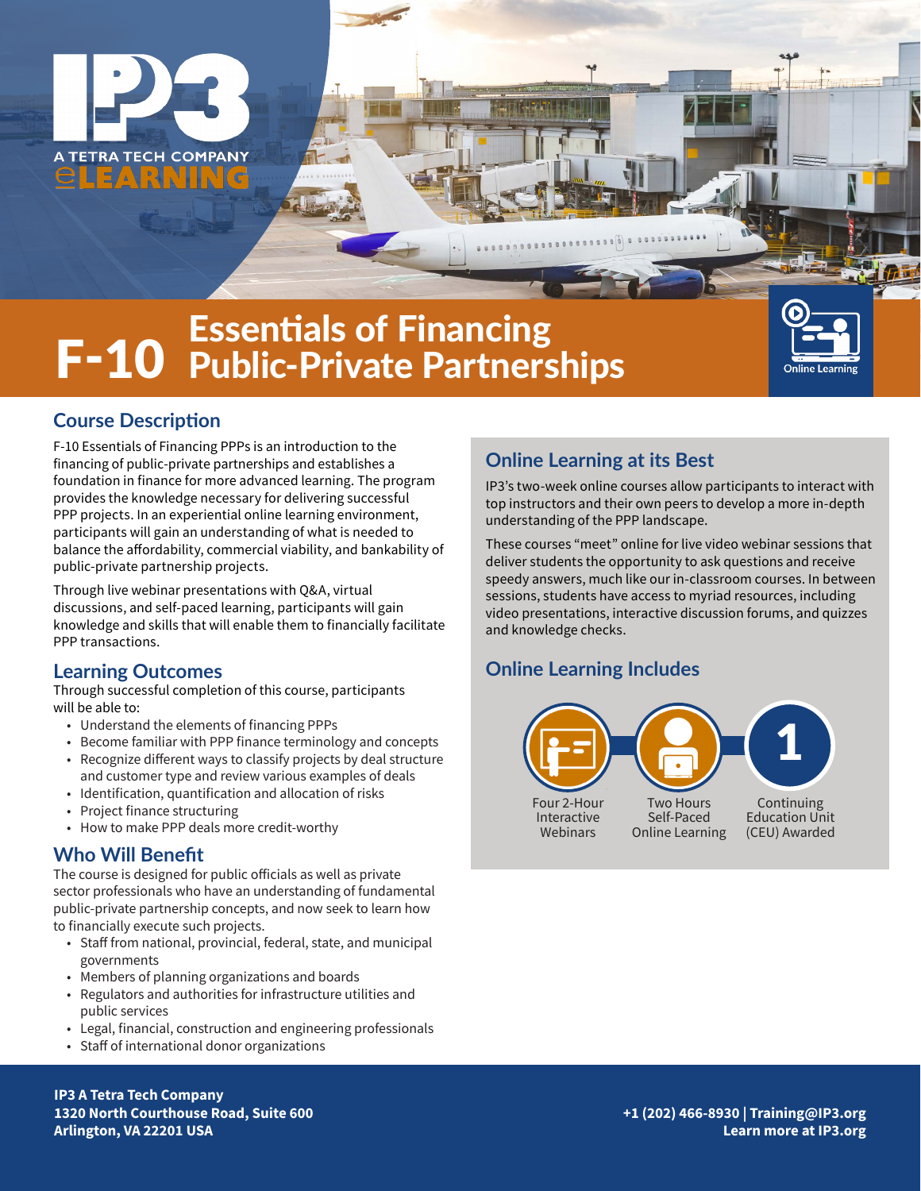IP3 A TETRA TECH COMPANY eLEARNING

# F-10 Essentials of Financing Public-Private Partnerships

Online Learning

## Course Description

F-10 Essentials of Financing PPPs is an introduction to the financing of public-private partnerships and establishes a foundation in finance for more advanced learning. The program provides the knowledge necessary for delivering successful PPP projects. In an experiential online learning environment, participants will gain an understanding of what is needed to balance the affordability, commercial viability, and bankability of public-private partnership projects.

Through live webinar presentations with Q&A, virtual discussions, and self-paced learning, participants will gain knowledge and skills that will enable them to financially facilitate PPP transactions.

## Learning Outcomes

Through successful completion of this course, participants will be able to:

- Understand the elements of financing PPPs
- Become familiar with PPP finance terminology and concepts
- Recognize different ways to classify projects by deal structure and customer type and review various examples of deals
- Identification, quantification and allocation of risks
- Project finance structuring
- How to make PPP deals more credit-worthy

## Who Will Benefit

The course is designed for public officials as well as private sector professionals who have an understanding of fundamental public-private partnership concepts, and now seek to learn how to financially execute such projects.

- Staff from national, provincial, federal, state, and municipal governments
- Members of planning organizations and boards
- Regulators and authorities for infrastructure utilities and public services
- Legal, financial, construction and engineering professionals
- Staff of international donor organizations

## Online Learning at its Best

IP3's two-week online courses allow participants to interact with top instructors and their own peers to develop a more in-depth understanding of the PPP landscape.

These courses "meet" online for live video webinar sessions that deliver students the opportunity to ask questions and receive speedy answers, much like our in-classroom courses. In between sessions, students have access to myriad resources, including video presentations, interactive discussion forums, and quizzes and knowledge checks.

## Online Learning Includes

- Four 2-Hour Interactive Webinars
- Two Hours Self-Paced Online Learning
- 1 Continuing Education Unit (CEU) Awarded

**IP3 A Tetra Tech Company**
**1320 North Courthouse Road, Suite 600**
**Arlington, VA 22201 USA**

**+1 (202) 466-8930 | Training@IP3.org**
**Learn more at IP3.org**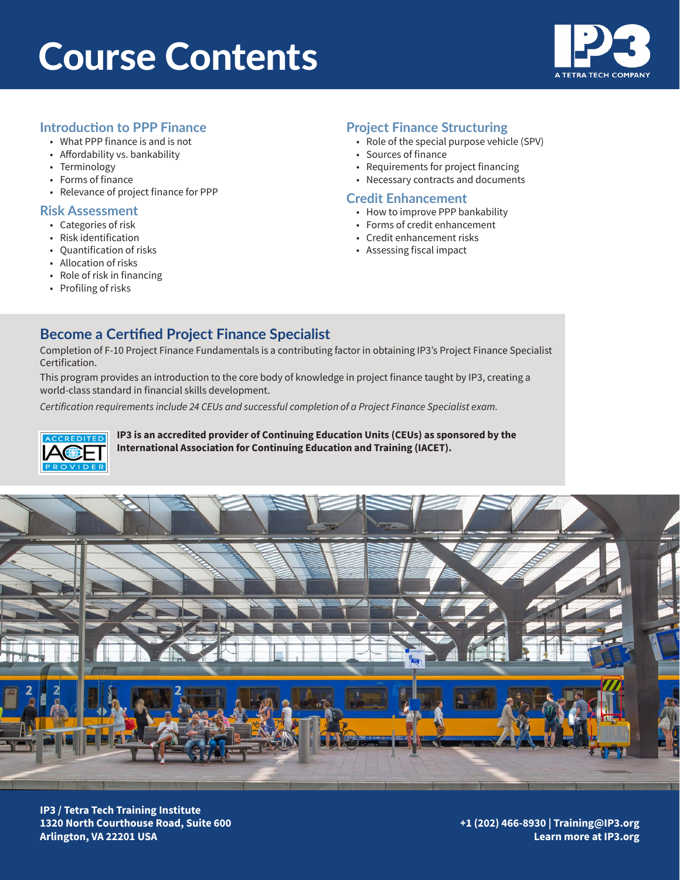# Course Contents

## Introduction to PPP Finance

- What PPP finance is and is not
- Affordability vs. bankability
- Terminology
- Forms of finance
- Relevance of project finance for PPP

## Risk Assessment

- Categories of risk
- Risk identification
- Quantification of risks
- Allocation of risks
- Role of risk in financing
- Profiling of risks

## Project Finance Structuring

- Role of the special purpose vehicle (SPV)
- Sources of finance
- Requirements for project financing
- Necessary contracts and documents

## Credit Enhancement

- How to improve PPP bankability
- Forms of credit enhancement
- Credit enhancement risks
- Assessing fiscal impact

## Become a Certified Project Finance Specialist

Completion of F-10 Project Finance Fundamentals is a contributing factor in obtaining IP3's Project Finance Specialist Certification.

This program provides an introduction to the core body of knowledge in project finance taught by IP3, creating a world-class standard in financial skills development.

*Certification requirements include 24 CEUs and successful completion of a Project Finance Specialist exam.*

**IP3 is an accredited provider of Continuing Education Units (CEUs) as sponsored by the International Association for Continuing Education and Training (IACET).**

**IP3 / Tetra Tech Training Institute**
**1320 North Courthouse Road, Suite 600**
**Arlington, VA 22201 USA**

**+1 (202) 466-8930 | Training@IP3.org**
**Learn more at IP3.org**